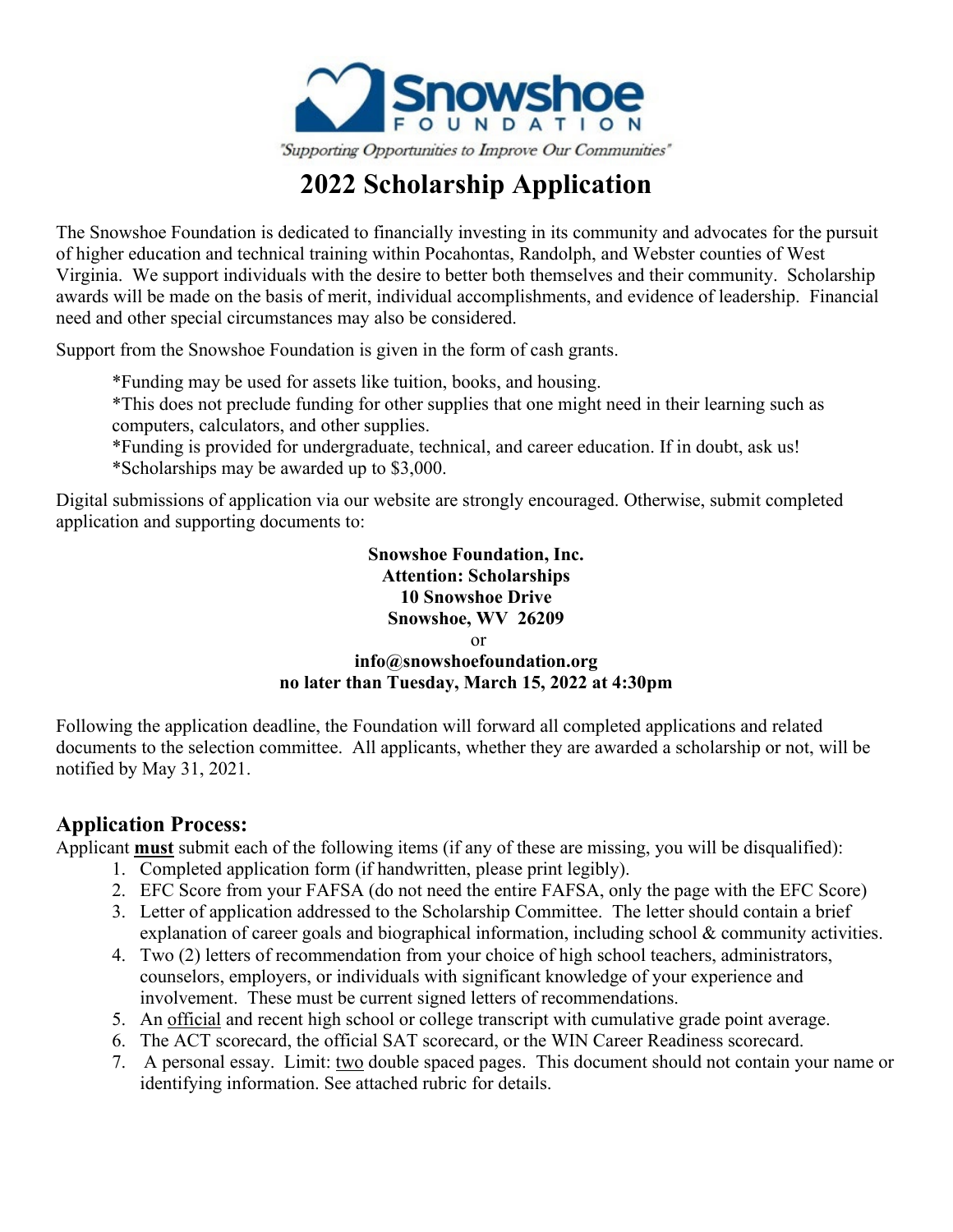Snowshoe FOUNDATION

*"Supporting Opportunities to Improve Our Communities"*

# 2022 Scholarship Application

The Snowshoe Foundation is dedicated to financially investing in its community and advocates for the pursuit of higher education and technical training within Pocahontas, Randolph, and Webster counties of West Virginia. We support individuals with the desire to better both themselves and their community. Scholarship awards will be made on the basis of merit, individual accomplishments, and evidence of leadership. Financial need and other special circumstances may also be considered.

Support from the Snowshoe Foundation is given in the form of cash grants.

*Funding may be used for assets like tuition, books, and housing.
*This does not preclude funding for other supplies that one might need in their learning such as computers, calculators, and other supplies.
*Funding is provided for undergraduate, technical, and career education. If in doubt, ask us!
*Scholarships may be awarded up to $3,000.

Digital submissions of application via our website are strongly encouraged. Otherwise, submit completed application and supporting documents to:

**Snowshoe Foundation, Inc.**
**Attention: Scholarships**
**10 Snowshoe Drive**
**Snowshoe, WV 26209**
or
**info@snowshoefoundation.org**
**no later than Tuesday, March 15, 2022 at 4:30pm**

Following the application deadline, the Foundation will forward all completed applications and related documents to the selection committee. All applicants, whether they are awarded a scholarship or not, will be notified by May 31, 2021.

## Application Process:

Applicant **must** submit each of the following items (if any of these are missing, you will be disqualified):

1. Completed application form (if handwritten, please print legibly).
2. EFC Score from your FAFSA (do not need the entire FAFSA, only the page with the EFC Score)
3. Letter of application addressed to the Scholarship Committee. The letter should contain a brief explanation of career goals and biographical information, including school & community activities.
4. Two (2) letters of recommendation from your choice of high school teachers, administrators, counselors, employers, or individuals with significant knowledge of your experience and involvement. These must be current signed letters of recommendations.
5. An official and recent high school or college transcript with cumulative grade point average.
6. The ACT scorecard, the official SAT scorecard, or the WIN Career Readiness scorecard.
7. A personal essay. Limit: two double spaced pages. This document should not contain your name or identifying information. See attached rubric for details.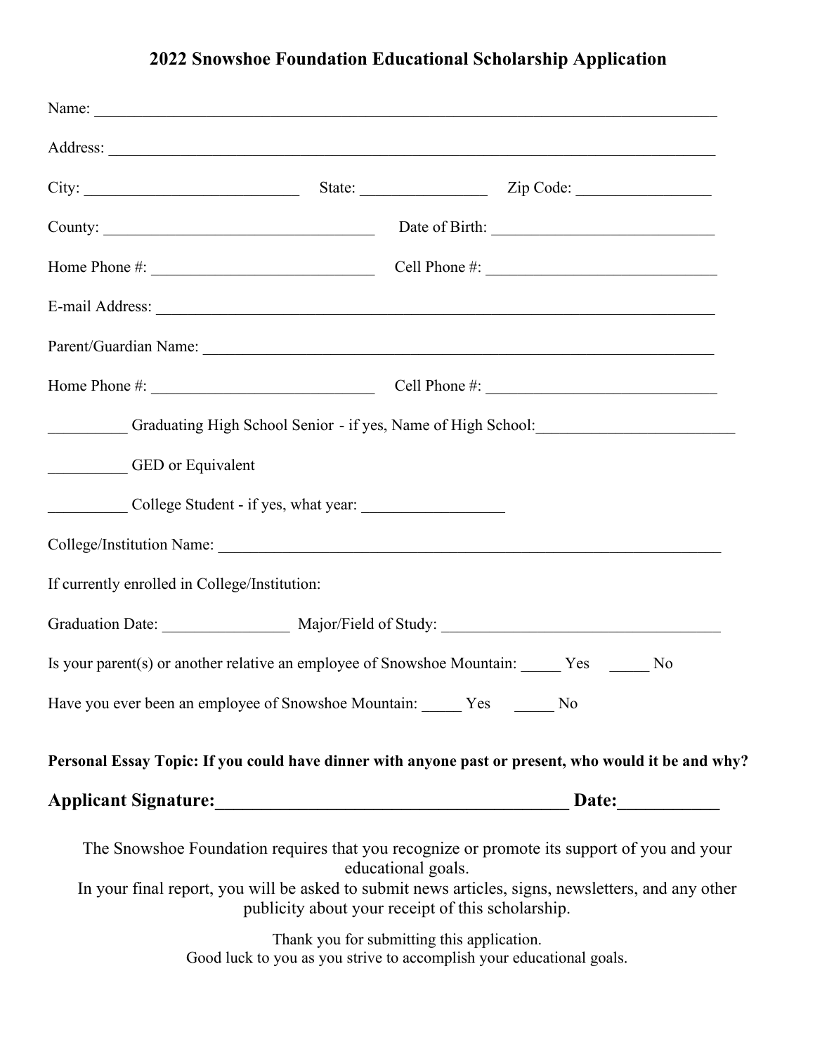# 2022 Snowshoe Foundation Educational Scholarship Application

Name: ______________________________________________________________________________

Address: ____________________________________________________________________________

City: ___________________________ State: ________________ Zip Code: _________________

County: __________________________________ Date of Birth: ____________________________

Home Phone #: ____________________________ Cell Phone #: _____________________________

E-mail Address: _______________________________________________________________________

Parent/Guardian Name: __________________________________________________________________

Home Phone #: ____________________________ Cell Phone #: _____________________________

__________ Graduating High School Senior - if yes, Name of High School:_________________________

__________ GED or Equivalent

__________ College Student - if yes, what year: __________________

College/Institution Name: _________________________________________________________________

If currently enrolled in College/Institution:

Graduation Date: ________________ Major/Field of Study: ____________________________________

Is your parent(s) or another relative an employee of Snowshoe Mountain: _____ Yes _____ No

Have you ever been an employee of Snowshoe Mountain: _____ Yes _____ No

**Personal Essay Topic: If you could have dinner with anyone past or present, who would it be and why?**

**Applicant Signature:_______________________________________ Date:___________**

The Snowshoe Foundation requires that you recognize or promote its support of you and your educational goals.
In your final report, you will be asked to submit news articles, signs, newsletters, and any other publicity about your receipt of this scholarship.

Thank you for submitting this application.
Good luck to you as you strive to accomplish your educational goals.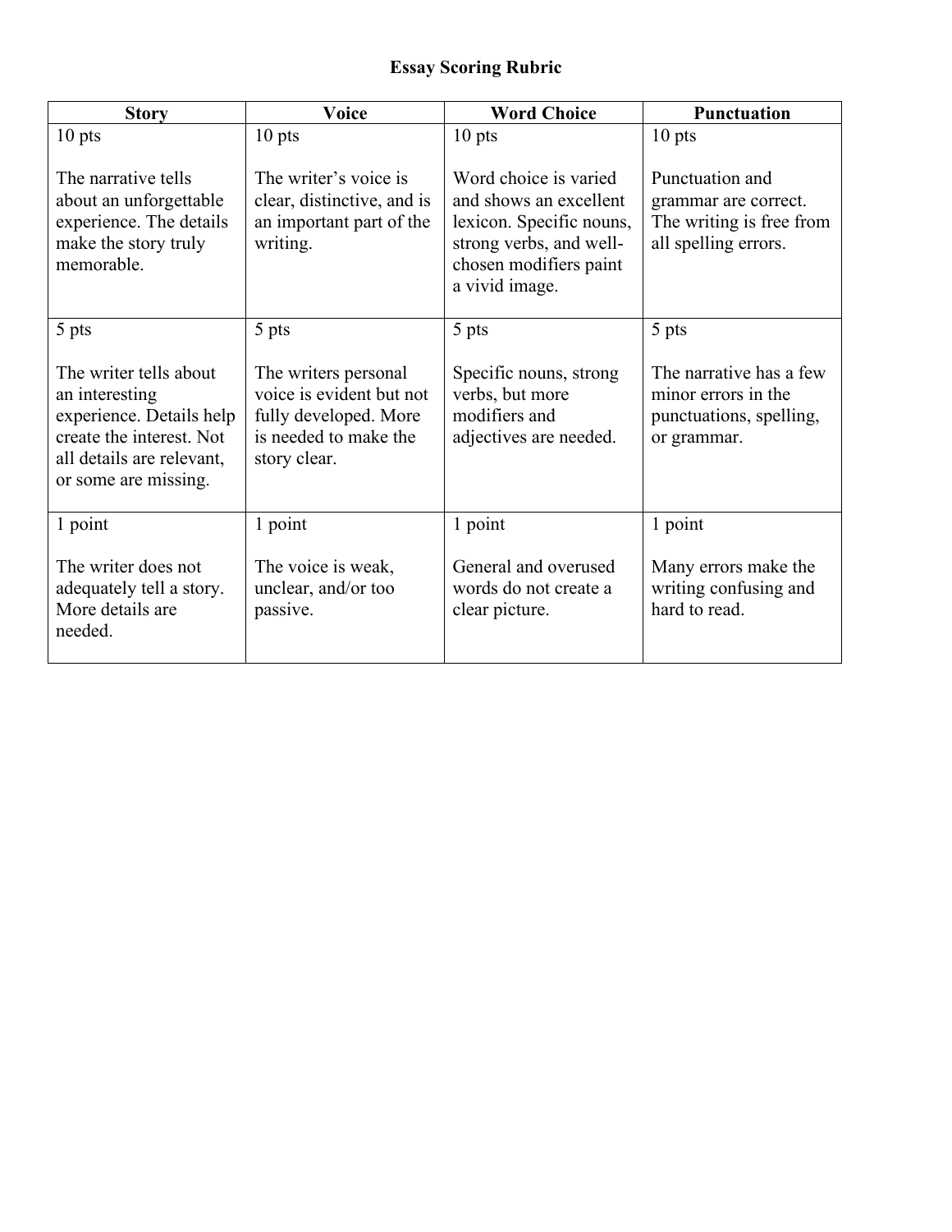# Essay Scoring Rubric

| Story | Voice | Word Choice | Punctuation |
| --- | --- | --- | --- |
| 10 pts<br><br>The narrative tells about an unforgettable experience. The details make the story truly memorable. | 10 pts<br><br>The writer's voice is clear, distinctive, and is an important part of the writing. | 10 pts<br><br>Word choice is varied and shows an excellent lexicon. Specific nouns, strong verbs, and well-chosen modifiers paint a vivid image. | 10 pts<br><br>Punctuation and grammar are correct. The writing is free from all spelling errors. |
| 5 pts<br><br>The writer tells about an interesting experience. Details help create the interest. Not all details are relevant, or some are missing. | 5 pts<br><br>The writers personal voice is evident but not fully developed. More is needed to make the story clear. | 5 pts<br><br>Specific nouns, strong verbs, but more modifiers and adjectives are needed. | 5 pts<br><br>The narrative has a few minor errors in the punctuations, spelling, or grammar. |
| 1 point<br><br>The writer does not adequately tell a story. More details are needed. | 1 point<br><br>The voice is weak, unclear, and/or too passive. | 1 point<br><br>General and overused words do not create a clear picture. | 1 point<br><br>Many errors make the writing confusing and hard to read. |